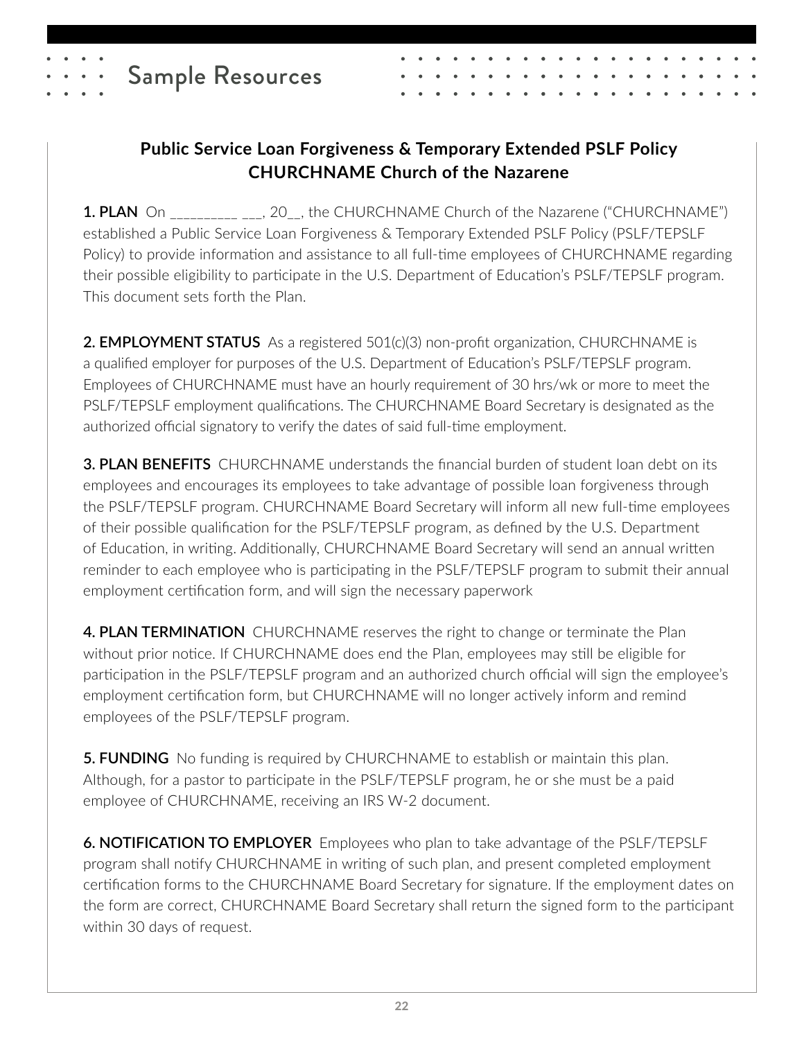# Sample Resources

## Public Service Loan Forgiveness & Temporary Extended PSLF Policy CHURCHNAME Church of the Nazarene

**1. PLAN** On __________ ___, 20__, the CHURCHNAME Church of the Nazarene ("CHURCHNAME") established a Public Service Loan Forgiveness & Temporary Extended PSLF Policy (PSLF/TEPSLF Policy) to provide information and assistance to all full-time employees of CHURCHNAME regarding their possible eligibility to participate in the U.S. Department of Education's PSLF/TEPSLF program. This document sets forth the Plan.

**2. EMPLOYMENT STATUS** As a registered 501(c)(3) non-profit organization, CHURCHNAME is a qualified employer for purposes of the U.S. Department of Education's PSLF/TEPSLF program. Employees of CHURCHNAME must have an hourly requirement of 30 hrs/wk or more to meet the PSLF/TEPSLF employment qualifications. The CHURCHNAME Board Secretary is designated as the authorized official signatory to verify the dates of said full-time employment.

**3. PLAN BENEFITS** CHURCHNAME understands the financial burden of student loan debt on its employees and encourages its employees to take advantage of possible loan forgiveness through the PSLF/TEPSLF program. CHURCHNAME Board Secretary will inform all new full-time employees of their possible qualification for the PSLF/TEPSLF program, as defined by the U.S. Department of Education, in writing. Additionally, CHURCHNAME Board Secretary will send an annual written reminder to each employee who is participating in the PSLF/TEPSLF program to submit their annual employment certification form, and will sign the necessary paperwork

**4. PLAN TERMINATION** CHURCHNAME reserves the right to change or terminate the Plan without prior notice. If CHURCHNAME does end the Plan, employees may still be eligible for participation in the PSLF/TEPSLF program and an authorized church official will sign the employee's employment certification form, but CHURCHNAME will no longer actively inform and remind employees of the PSLF/TEPSLF program.

**5. FUNDING** No funding is required by CHURCHNAME to establish or maintain this plan. Although, for a pastor to participate in the PSLF/TEPSLF program, he or she must be a paid employee of CHURCHNAME, receiving an IRS W-2 document.

**6. NOTIFICATION TO EMPLOYER** Employees who plan to take advantage of the PSLF/TEPSLF program shall notify CHURCHNAME in writing of such plan, and present completed employment certification forms to the CHURCHNAME Board Secretary for signature. If the employment dates on the form are correct, CHURCHNAME Board Secretary shall return the signed form to the participant within 30 days of request.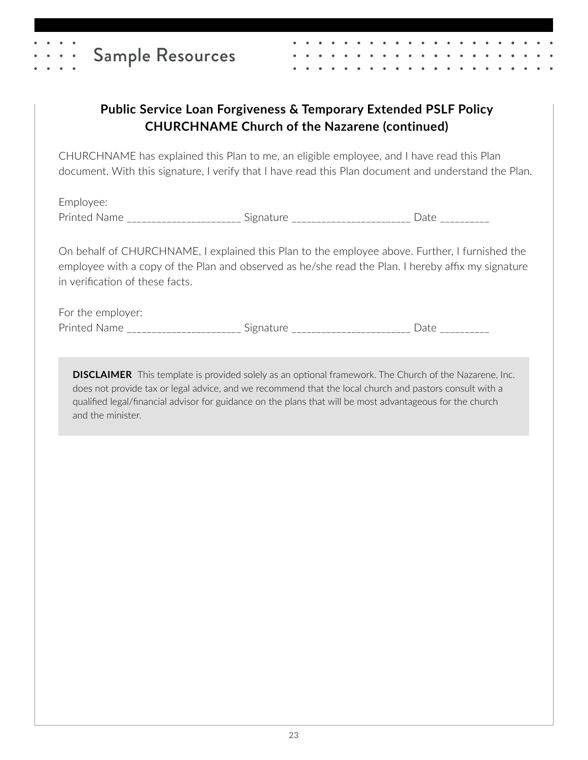## Public Service Loan Forgiveness & Temporary Extended PSLF Policy CHURCHNAME Church of the Nazarene (continued)

CHURCHNAME has explained this Plan to me, an eligible employee, and I have read this Plan document. With this signature, I verify that I have read this Plan document and understand the Plan.

Employee:
Printed Name ____________________ Signature ____________________ Date _________

On behalf of CHURCHNAME, I explained this Plan to the employee above. Further, I furnished the employee with a copy of the Plan and observed as he/she read the Plan. I hereby affix my signature in verification of these facts.

For the employer:
Printed Name ____________________ Signature ____________________ Date _________

**DISCLAIMER** This template is provided solely as an optional framework. The Church of the Nazarene, Inc. does not provide tax or legal advice, and we recommend that the local church and pastors consult with a qualified legal/financial advisor for guidance on the plans that will be most advantageous for the church and the minister.